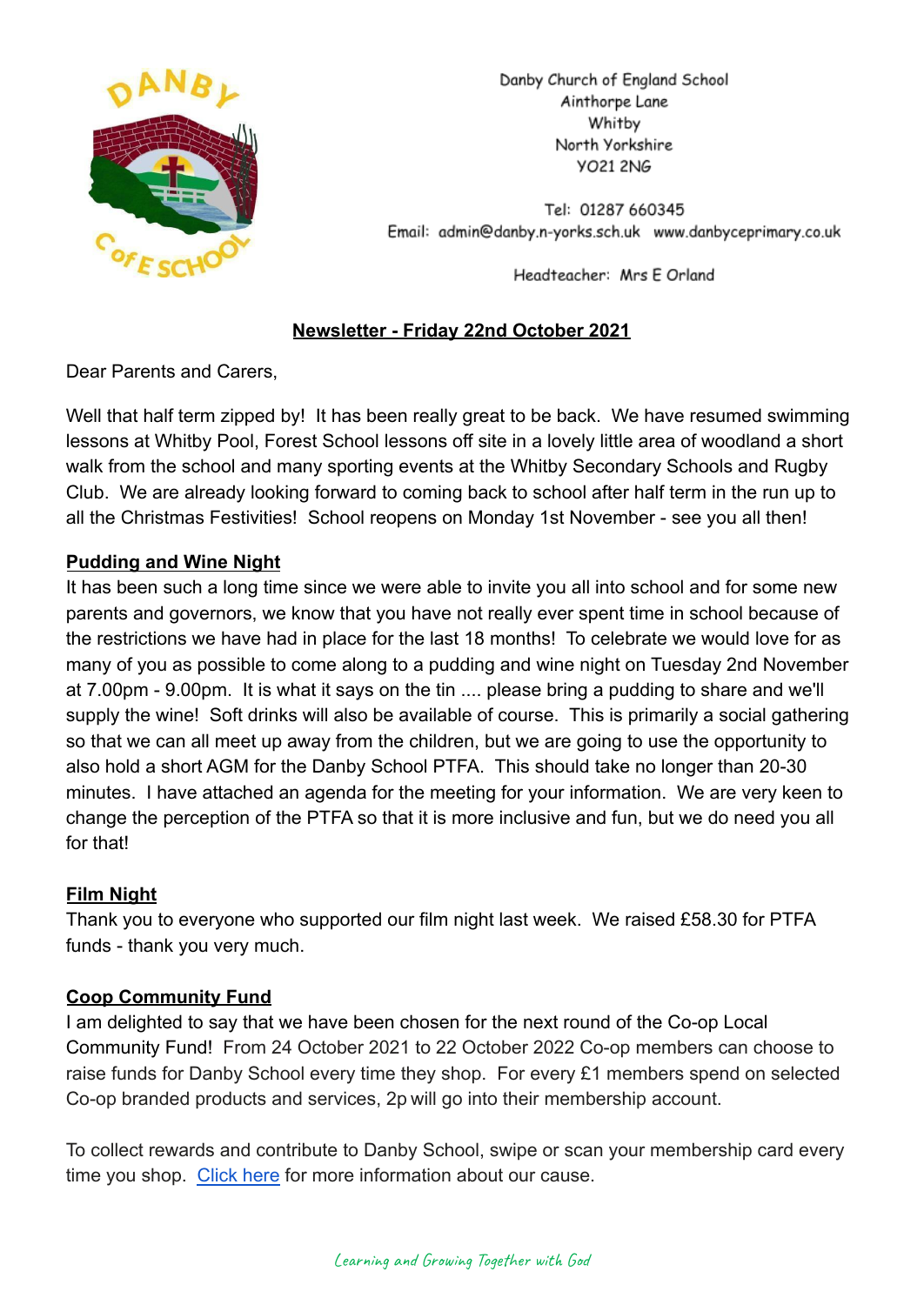Danby Church of England School
Ainthorpe Lane
Whitby
North Yorkshire
YO21 2NG

Tel: 01287 660345
Email: admin@danby.n-yorks.sch.uk www.danbyceprimary.co.uk

Headteacher: Mrs E Orland

## Newsletter - Friday 22nd October 2021

Dear Parents and Carers,

Well that half term zipped by! It has been really great to be back. We have resumed swimming lessons at Whitby Pool, Forest School lessons off site in a lovely little area of woodland a short walk from the school and many sporting events at the Whitby Secondary Schools and Rugby Club. We are already looking forward to coming back to school after half term in the run up to all the Christmas Festivities! School reopens on Monday 1st November - see you all then!

### Pudding and Wine Night

It has been such a long time since we were able to invite you all into school and for some new parents and governors, we know that you have not really ever spent time in school because of the restrictions we have had in place for the last 18 months! To celebrate we would love for as many of you as possible to come along to a pudding and wine night on Tuesday 2nd November at 7.00pm - 9.00pm. It is what it says on the tin .... please bring a pudding to share and we'll supply the wine! Soft drinks will also be available of course. This is primarily a social gathering so that we can all meet up away from the children, but we are going to use the opportunity to also hold a short AGM for the Danby School PTFA. This should take no longer than 20-30 minutes. I have attached an agenda for the meeting for your information. We are very keen to change the perception of the PTFA so that it is more inclusive and fun, but we do need you all for that!

### Film Night

Thank you to everyone who supported our film night last week. We raised £58.30 for PTFA funds - thank you very much.

### Coop Community Fund

I am delighted to say that we have been chosen for the next round of the Co-op Local Community Fund! From 24 October 2021 to 22 October 2022 Co-op members can choose to raise funds for Danby School every time they shop. For every £1 members spend on selected Co-op branded products and services, 2p will go into their membership account.

To collect rewards and contribute to Danby School, swipe or scan your membership card every time you shop. Click here for more information about our cause.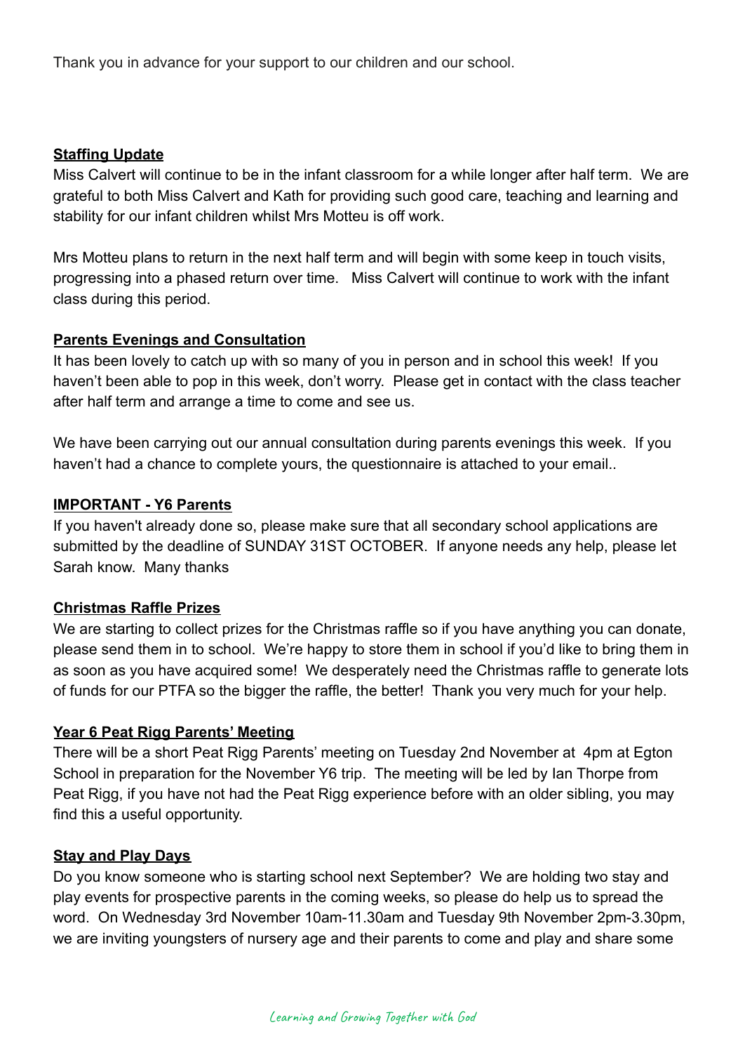Thank you in advance for your support to our children and our school.

**Staffing Update**

Miss Calvert will continue to be in the infant classroom for a while longer after half term. We are grateful to both Miss Calvert and Kath for providing such good care, teaching and learning and stability for our infant children whilst Mrs Motteu is off work.

Mrs Motteu plans to return in the next half term and will begin with some keep in touch visits, progressing into a phased return over time. Miss Calvert will continue to work with the infant class during this period.

**Parents Evenings and Consultation**

It has been lovely to catch up with so many of you in person and in school this week! If you haven't been able to pop in this week, don't worry. Please get in contact with the class teacher after half term and arrange a time to come and see us.

We have been carrying out our annual consultation during parents evenings this week. If you haven't had a chance to complete yours, the questionnaire is attached to your email..

**IMPORTANT - Y6 Parents**

If you haven't already done so, please make sure that all secondary school applications are submitted by the deadline of SUNDAY 31ST OCTOBER. If anyone needs any help, please let Sarah know. Many thanks

**Christmas Raffle Prizes**

We are starting to collect prizes for the Christmas raffle so if you have anything you can donate, please send them in to school. We're happy to store them in school if you'd like to bring them in as soon as you have acquired some! We desperately need the Christmas raffle to generate lots of funds for our PTFA so the bigger the raffle, the better! Thank you very much for your help.

**Year 6 Peat Rigg Parents' Meeting**

There will be a short Peat Rigg Parents' meeting on Tuesday 2nd November at 4pm at Egton School in preparation for the November Y6 trip. The meeting will be led by Ian Thorpe from Peat Rigg, if you have not had the Peat Rigg experience before with an older sibling, you may find this a useful opportunity.

**Stay and Play Days**

Do you know someone who is starting school next September? We are holding two stay and play events for prospective parents in the coming weeks, so please do help us to spread the word. On Wednesday 3rd November 10am-11.30am and Tuesday 9th November 2pm-3.30pm, we are inviting youngsters of nursery age and their parents to come and play and share some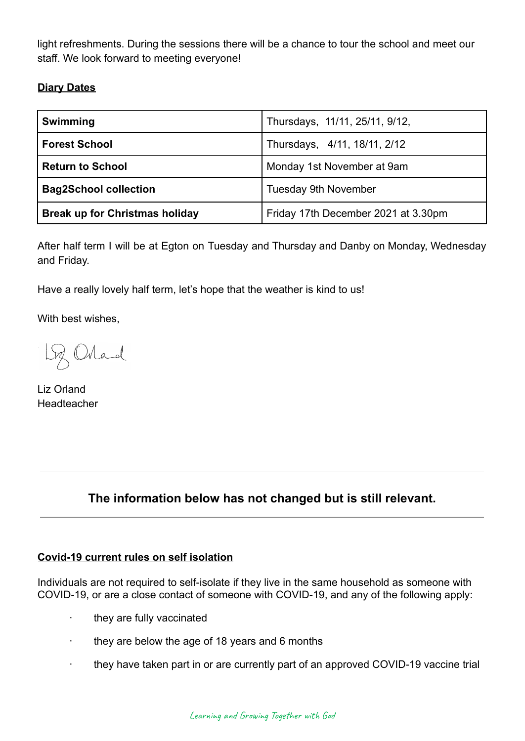light refreshments. During the sessions there will be a chance to tour the school and meet our staff. We look forward to meeting everyone!

**Diary Dates**

| **Swimming** | Thursdays, 11/11, 25/11, 9/12, |
|---|---|
| **Forest School** | Thursdays, 4/11, 18/11, 2/12 |
| **Return to School** | Monday 1st November at 9am |
| **Bag2School collection** | Tuesday 9th November |
| **Break up for Christmas holiday** | Friday 17th December 2021 at 3.30pm |

After half term I will be at Egton on Tuesday and Thursday and Danby on Monday, Wednesday and Friday.

Have a really lovely half term, let's hope that the weather is kind to us!

With best wishes,

Liz Orland

Liz Orland
Headteacher

---

### The information below has not changed but is still relevant.

---

**Covid-19 current rules on self isolation**

Individuals are not required to self-isolate if they live in the same household as someone with COVID-19, or are a close contact of someone with COVID-19, and any of the following apply:

- they are fully vaccinated
- they are below the age of 18 years and 6 months
- they have taken part in or are currently part of an approved COVID-19 vaccine trial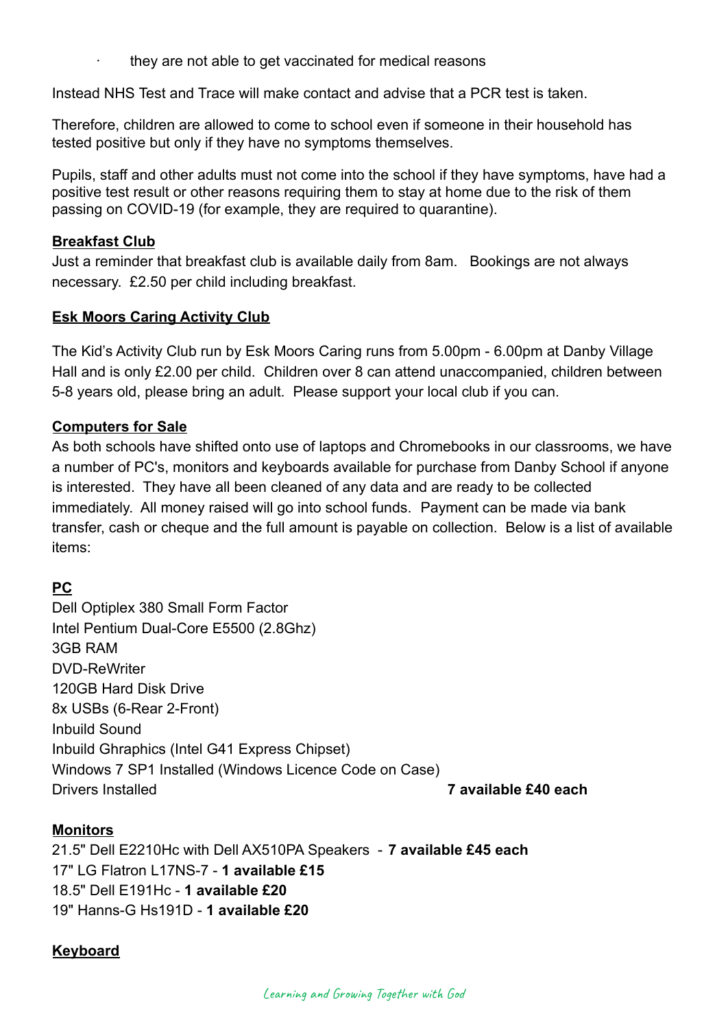- they are not able to get vaccinated for medical reasons

Instead NHS Test and Trace will make contact and advise that a PCR test is taken.

Therefore, children are allowed to come to school even if someone in their household has tested positive but only if they have no symptoms themselves.

Pupils, staff and other adults must not come into the school if they have symptoms, have had a positive test result or other reasons requiring them to stay at home due to the risk of them passing on COVID-19 (for example, they are required to quarantine).

**Breakfast Club**

Just a reminder that breakfast club is available daily from 8am. Bookings are not always necessary. £2.50 per child including breakfast.

**Esk Moors Caring Activity Club**

The Kid's Activity Club run by Esk Moors Caring runs from 5.00pm - 6.00pm at Danby Village Hall and is only £2.00 per child. Children over 8 can attend unaccompanied, children between 5-8 years old, please bring an adult. Please support your local club if you can.

**Computers for Sale**

As both schools have shifted onto use of laptops and Chromebooks in our classrooms, we have a number of PC's, monitors and keyboards available for purchase from Danby School if anyone is interested. They have all been cleaned of any data and are ready to be collected immediately. All money raised will go into school funds. Payment can be made via bank transfer, cash or cheque and the full amount is payable on collection. Below is a list of available items:

**PC**

Dell Optiplex 380 Small Form Factor
Intel Pentium Dual-Core E5500 (2.8Ghz)
3GB RAM
DVD-ReWriter
120GB Hard Disk Drive
8x USBs (6-Rear 2-Front)
Inbuild Sound
Inbuild Ghraphics (Intel G41 Express Chipset)
Windows 7 SP1 Installed (Windows Licence Code on Case)
Drivers Installed **7 available £40 each**

**Monitors**

21.5" Dell E2210Hc with Dell AX510PA Speakers - **7 available £45 each**
17" LG Flatron L17NS-7 - **1 available £15**
18.5" Dell E191Hc - **1 available £20**
19" Hanns-G Hs191D - **1 available £20**

**Keyboard**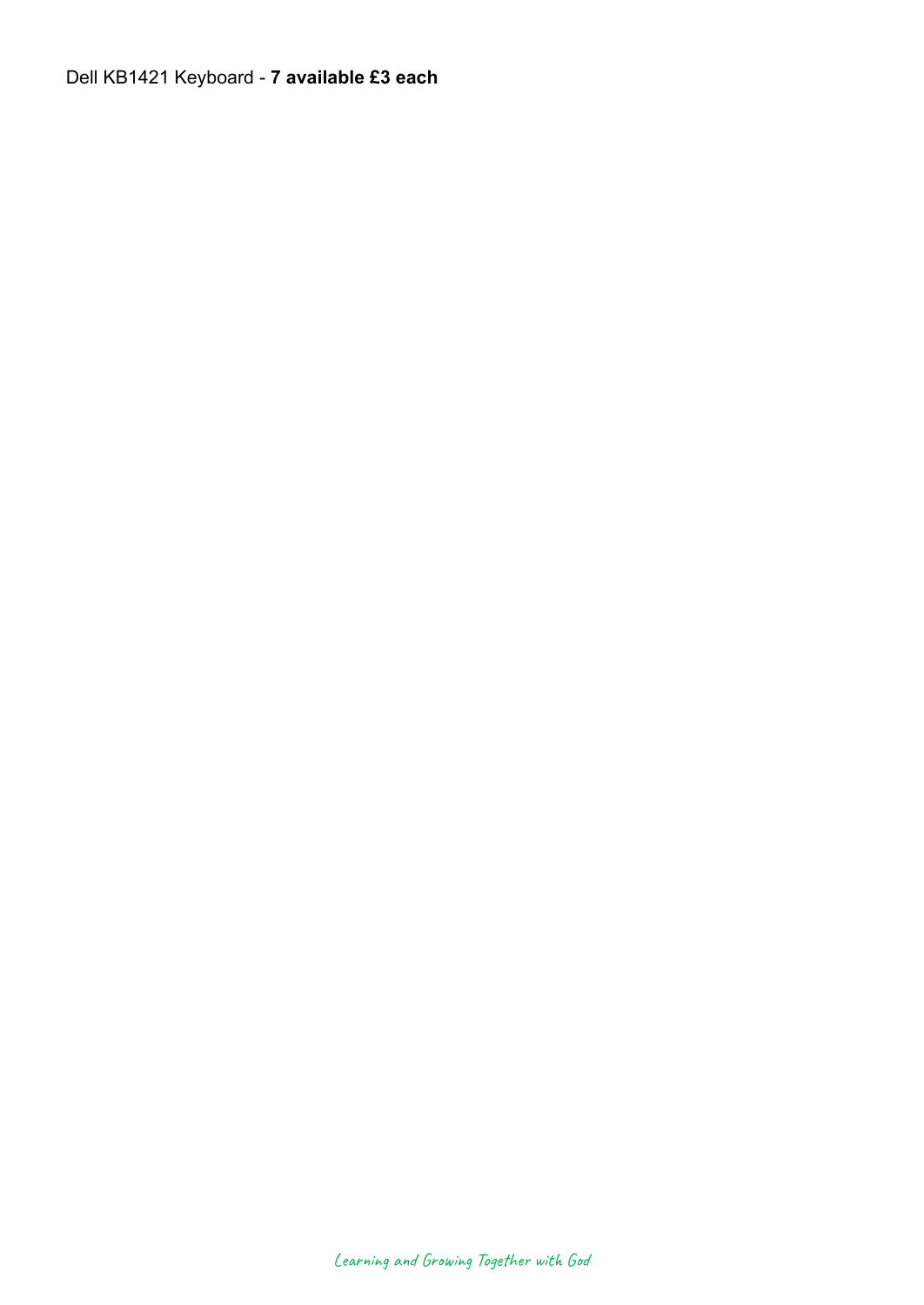Dell KB1421 Keyboard - **7 available £3 each**